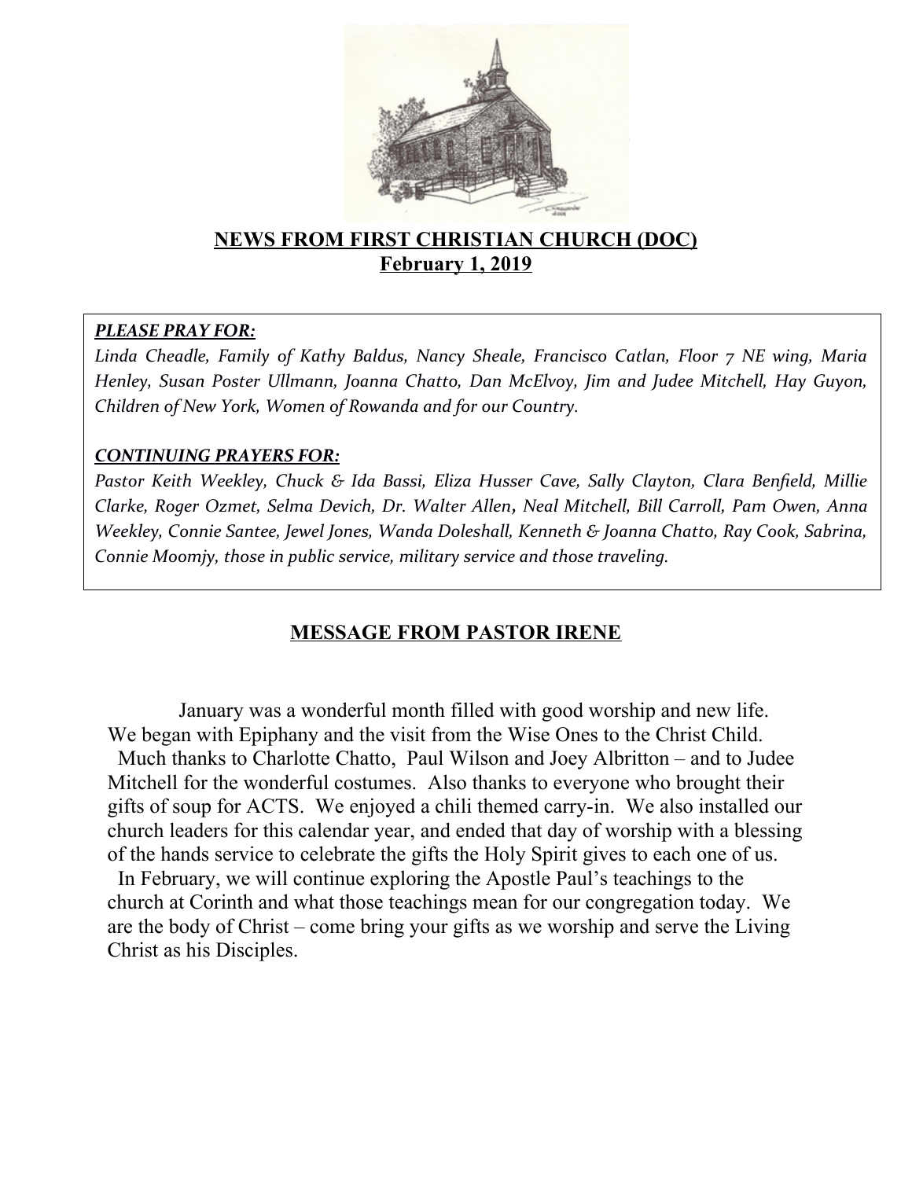# NEWS FROM FIRST CHRISTIAN CHURCH (DOC)
## February 1, 2019

***PLEASE PRAY FOR:***

*Linda Cheadle, Family of Kathy Baldus, Nancy Sheale, Francisco Catlan, Floor 7 NE wing, Maria Henley, Susan Poster Ullmann, Joanna Chatto, Dan McElvoy, Jim and Judee Mitchell, Hay Guyon, Children of New York, Women of Rowanda and for our Country.*

***CONTINUING PRAYERS FOR:***

*Pastor Keith Weekley, Chuck & Ida Bassi, Eliza Husser Cave, Sally Clayton, Clara Benfield, Millie Clarke, Roger Ozmet, Selma Devich, Dr. Walter Allen, Neal Mitchell, Bill Carroll, Pam Owen, Anna Weekley, Connie Santee, Jewel Jones, Wanda Doleshall, Kenneth & Joanna Chatto, Ray Cook, Sabrina, Connie Moomjy, those in public service, military service and those traveling.*

## MESSAGE FROM PASTOR IRENE

January was a wonderful month filled with good worship and new life. We began with Epiphany and the visit from the Wise Ones to the Christ Child. Much thanks to Charlotte Chatto, Paul Wilson and Joey Albritton – and to Judee Mitchell for the wonderful costumes. Also thanks to everyone who brought their gifts of soup for ACTS. We enjoyed a chili themed carry-in. We also installed our church leaders for this calendar year, and ended that day of worship with a blessing of the hands service to celebrate the gifts the Holy Spirit gives to each one of us.

In February, we will continue exploring the Apostle Paul's teachings to the church at Corinth and what those teachings mean for our congregation today. We are the body of Christ – come bring your gifts as we worship and serve the Living Christ as his Disciples.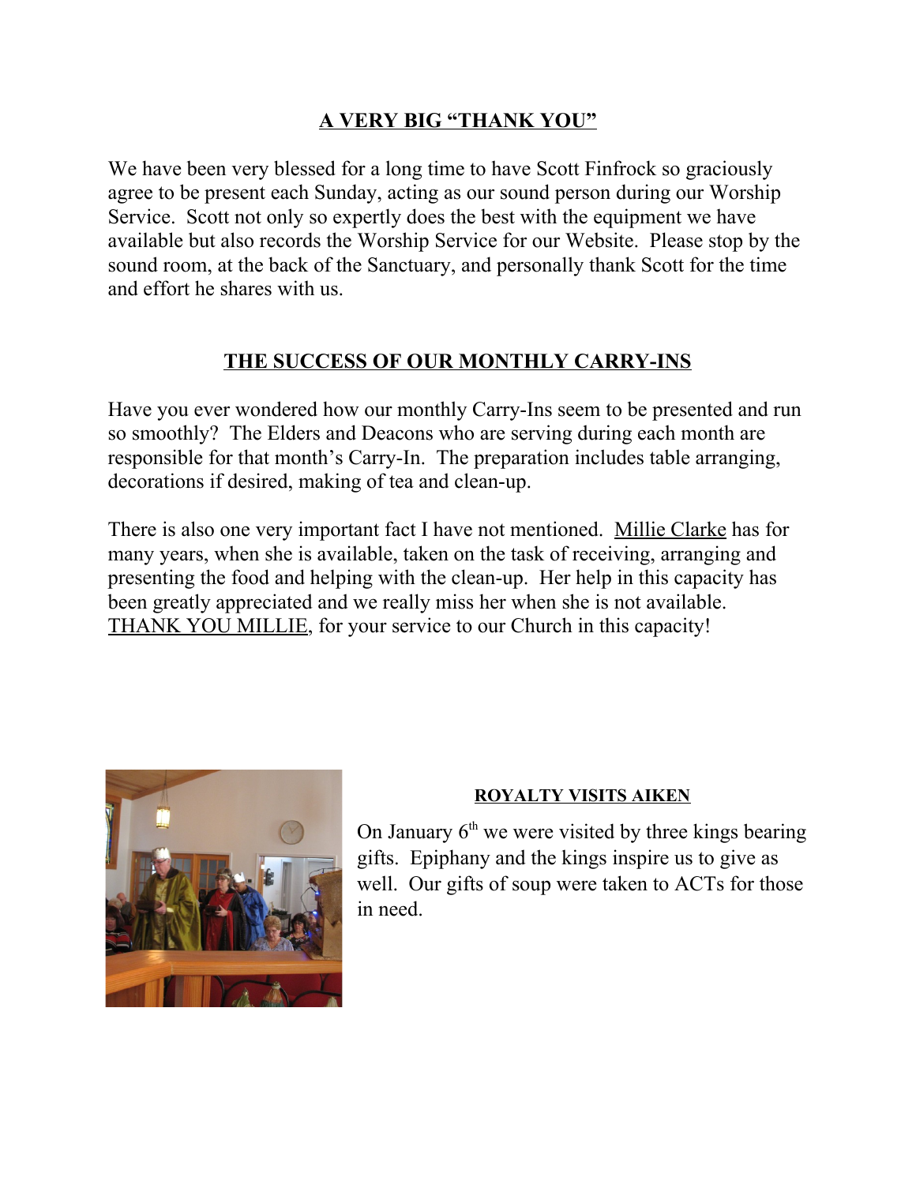## A VERY BIG "THANK YOU"

We have been very blessed for a long time to have Scott Finfrock so graciously agree to be present each Sunday, acting as our sound person during our Worship Service. Scott not only so expertly does the best with the equipment we have available but also records the Worship Service for our Website. Please stop by the sound room, at the back of the Sanctuary, and personally thank Scott for the time and effort he shares with us.

## THE SUCCESS OF OUR MONTHLY CARRY-INS

Have you ever wondered how our monthly Carry-Ins seem to be presented and run so smoothly? The Elders and Deacons who are serving during each month are responsible for that month's Carry-In. The preparation includes table arranging, decorations if desired, making of tea and clean-up.

There is also one very important fact I have not mentioned. Millie Clarke has for many years, when she is available, taken on the task of receiving, arranging and presenting the food and helping with the clean-up. Her help in this capacity has been greatly appreciated and we really miss her when she is not available. THANK YOU MILLIE, for your service to our Church in this capacity!

## ROYALTY VISITS AIKEN

On January 6th we were visited by three kings bearing gifts. Epiphany and the kings inspire us to give as well. Our gifts of soup were taken to ACTs for those in need.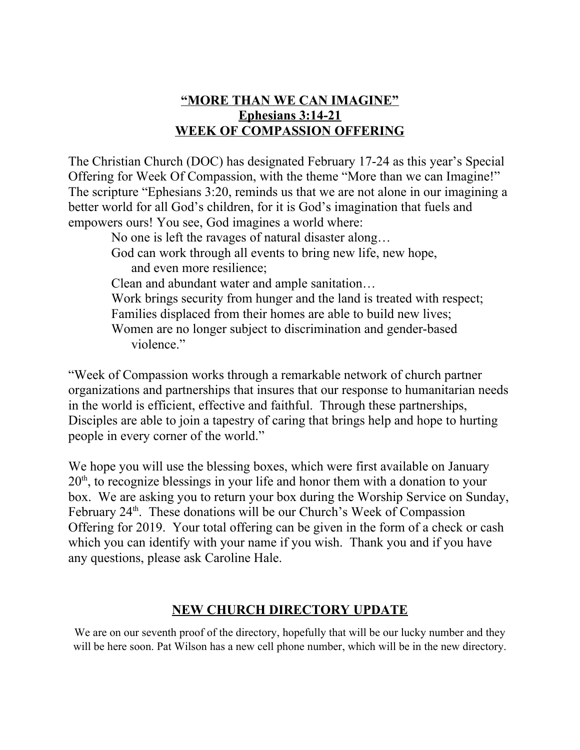## "MORE THAN WE CAN IMAGINE"
## Ephesians 3:14-21
## WEEK OF COMPASSION OFFERING

The Christian Church (DOC) has designated February 17-24 as this year's Special Offering for Week Of Compassion, with the theme "More than we can Imagine!" The scripture "Ephesians 3:20, reminds us that we are not alone in our imagining a better world for all God's children, for it is God's imagination that fuels and empowers ours! You see, God imagines a world where:

> No one is left the ravages of natural disaster along…
> God can work through all events to bring new life, new hope, and even more resilience;
> Clean and abundant water and ample sanitation…
> Work brings security from hunger and the land is treated with respect;
> Families displaced from their homes are able to build new lives;
> Women are no longer subject to discrimination and gender-based violence."

"Week of Compassion works through a remarkable network of church partner organizations and partnerships that insures that our response to humanitarian needs in the world is efficient, effective and faithful. Through these partnerships, Disciples are able to join a tapestry of caring that brings help and hope to hurting people in every corner of the world."

We hope you will use the blessing boxes, which were first available on January 20th, to recognize blessings in your life and honor them with a donation to your box. We are asking you to return your box during the Worship Service on Sunday, February 24th. These donations will be our Church's Week of Compassion Offering for 2019. Your total offering can be given in the form of a check or cash which you can identify with your name if you wish. Thank you and if you have any questions, please ask Caroline Hale.

## NEW CHURCH DIRECTORY UPDATE

We are on our seventh proof of the directory, hopefully that will be our lucky number and they will be here soon. Pat Wilson has a new cell phone number, which will be in the new directory.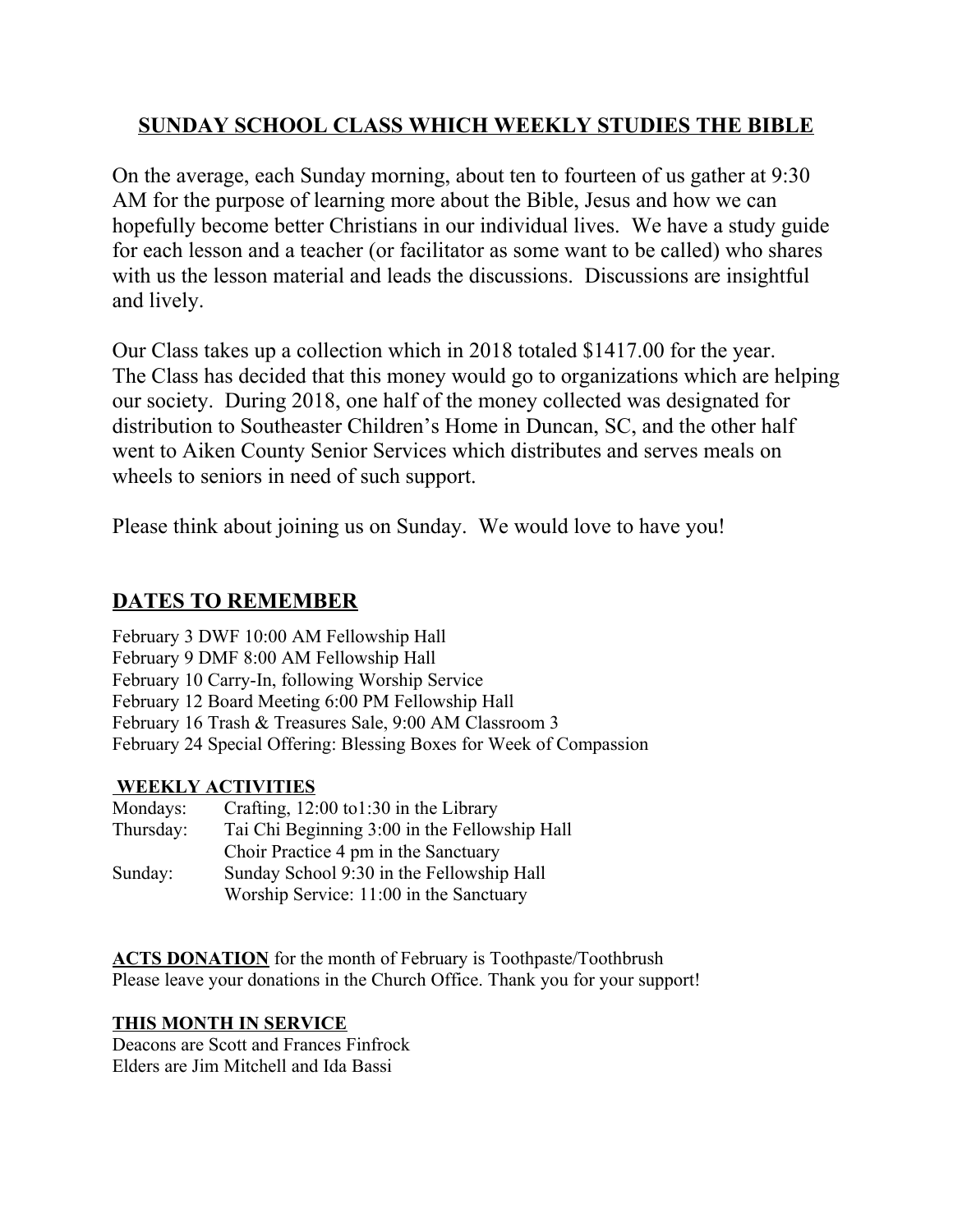## SUNDAY SCHOOL CLASS WHICH WEEKLY STUDIES THE BIBLE

On the average, each Sunday morning, about ten to fourteen of us gather at 9:30 AM for the purpose of learning more about the Bible, Jesus and how we can hopefully become better Christians in our individual lives. We have a study guide for each lesson and a teacher (or facilitator as some want to be called) who shares with us the lesson material and leads the discussions. Discussions are insightful and lively.

Our Class takes up a collection which in 2018 totaled $1417.00 for the year. The Class has decided that this money would go to organizations which are helping our society. During 2018, one half of the money collected was designated for distribution to Southeaster Children's Home in Duncan, SC, and the other half went to Aiken County Senior Services which distributes and serves meals on wheels to seniors in need of such support.

Please think about joining us on Sunday. We would love to have you!

## DATES TO REMEMBER

February 3 DWF 10:00 AM Fellowship Hall
February 9 DMF 8:00 AM Fellowship Hall
February 10 Carry-In, following Worship Service
February 12 Board Meeting 6:00 PM Fellowship Hall
February 16 Trash & Treasures Sale, 9:00 AM Classroom 3
February 24 Special Offering: Blessing Boxes for Week of Compassion

### WEEKLY ACTIVITIES

| | |
|---|---|
| Mondays: | Crafting, 12:00 to1:30 in the Library |
| Thursday: | Tai Chi Beginning 3:00 in the Fellowship Hall |
| | Choir Practice 4 pm in the Sanctuary |
| Sunday: | Sunday School 9:30 in the Fellowship Hall |
| | Worship Service: 11:00 in the Sanctuary |

**ACTS DONATION** for the month of February is Toothpaste/Toothbrush
Please leave your donations in the Church Office. Thank you for your support!

### THIS MONTH IN SERVICE

Deacons are Scott and Frances Finfrock
Elders are Jim Mitchell and Ida Bassi